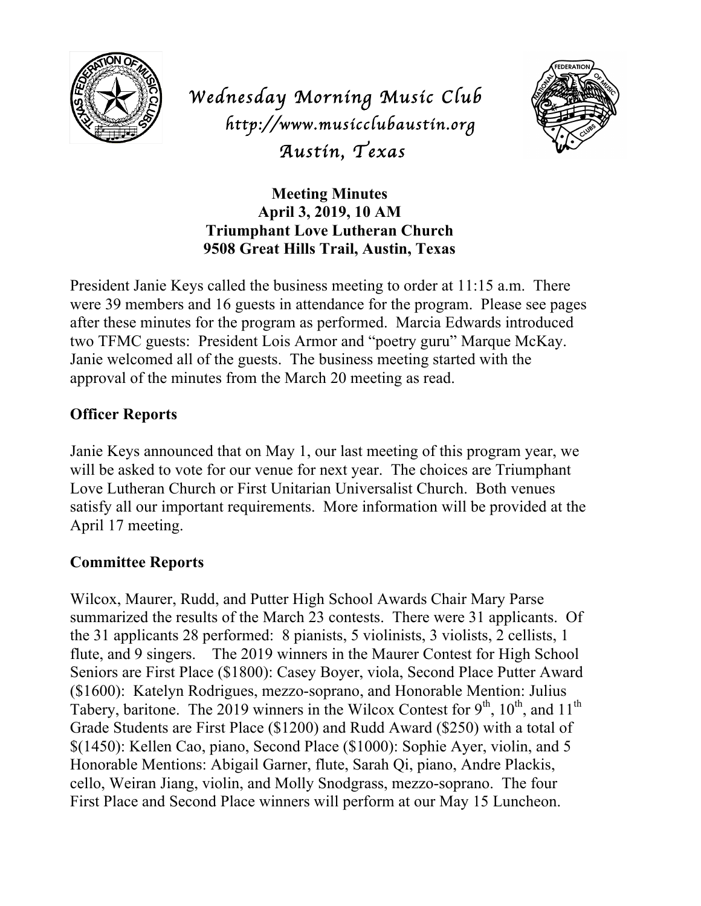# Wednesday Morning Music Club

*http://www.musicclubaustin.org*

*Austin, Texas*

**Meeting Minutes**
**April 3, 2019, 10 AM**
**Triumphant Love Lutheran Church**
**9508 Great Hills Trail, Austin, Texas**

President Janie Keys called the business meeting to order at 11:15 a.m. There were 39 members and 16 guests in attendance for the program. Please see pages after these minutes for the program as performed. Marcia Edwards introduced two TFMC guests: President Lois Armor and "poetry guru" Marque McKay. Janie welcomed all of the guests. The business meeting started with the approval of the minutes from the March 20 meeting as read.

## Officer Reports

Janie Keys announced that on May 1, our last meeting of this program year, we will be asked to vote for our venue for next year. The choices are Triumphant Love Lutheran Church or First Unitarian Universalist Church. Both venues satisfy all our important requirements. More information will be provided at the April 17 meeting.

## Committee Reports

Wilcox, Maurer, Rudd, and Putter High School Awards Chair Mary Parse summarized the results of the March 23 contests. There were 31 applicants. Of the 31 applicants 28 performed: 8 pianists, 5 violinists, 3 violists, 2 cellists, 1 flute, and 9 singers. The 2019 winners in the Maurer Contest for High School Seniors are First Place ($1800): Casey Boyer, viola, Second Place Putter Award ($1600): Katelyn Rodrigues, mezzo-soprano, and Honorable Mention: Julius Tabery, baritone. The 2019 winners in the Wilcox Contest for 9th, 10th, and 11th Grade Students are First Place ($1200) and Rudd Award ($250) with a total of $(1450): Kellen Cao, piano, Second Place ($1000): Sophie Ayer, violin, and 5 Honorable Mentions: Abigail Garner, flute, Sarah Qi, piano, Andre Plackis, cello, Weiran Jiang, violin, and Molly Snodgrass, mezzo-soprano. The four First Place and Second Place winners will perform at our May 15 Luncheon.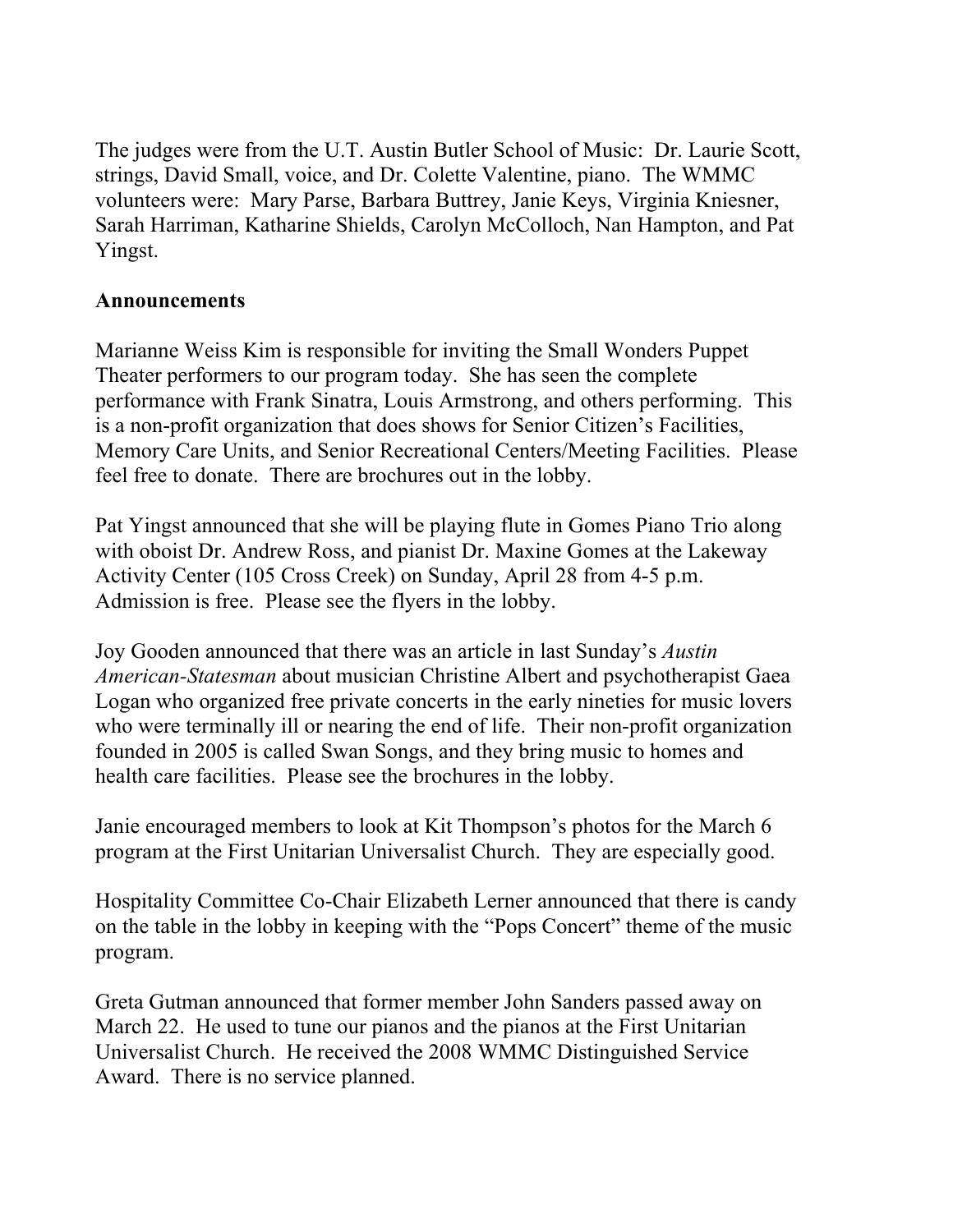The judges were from the U.T. Austin Butler School of Music: Dr. Laurie Scott, strings, David Small, voice, and Dr. Colette Valentine, piano. The WMMC volunteers were: Mary Parse, Barbara Buttrey, Janie Keys, Virginia Kniesner, Sarah Harriman, Katharine Shields, Carolyn McColloch, Nan Hampton, and Pat Yingst.

**Announcements**

Marianne Weiss Kim is responsible for inviting the Small Wonders Puppet Theater performers to our program today. She has seen the complete performance with Frank Sinatra, Louis Armstrong, and others performing. This is a non-profit organization that does shows for Senior Citizen's Facilities, Memory Care Units, and Senior Recreational Centers/Meeting Facilities. Please feel free to donate. There are brochures out in the lobby.

Pat Yingst announced that she will be playing flute in Gomes Piano Trio along with oboist Dr. Andrew Ross, and pianist Dr. Maxine Gomes at the Lakeway Activity Center (105 Cross Creek) on Sunday, April 28 from 4-5 p.m. Admission is free. Please see the flyers in the lobby.

Joy Gooden announced that there was an article in last Sunday's *Austin American-Statesman* about musician Christine Albert and psychotherapist Gaea Logan who organized free private concerts in the early nineties for music lovers who were terminally ill or nearing the end of life. Their non-profit organization founded in 2005 is called Swan Songs, and they bring music to homes and health care facilities. Please see the brochures in the lobby.

Janie encouraged members to look at Kit Thompson's photos for the March 6 program at the First Unitarian Universalist Church. They are especially good.

Hospitality Committee Co-Chair Elizabeth Lerner announced that there is candy on the table in the lobby in keeping with the "Pops Concert" theme of the music program.

Greta Gutman announced that former member John Sanders passed away on March 22. He used to tune our pianos and the pianos at the First Unitarian Universalist Church. He received the 2008 WMMC Distinguished Service Award. There is no service planned.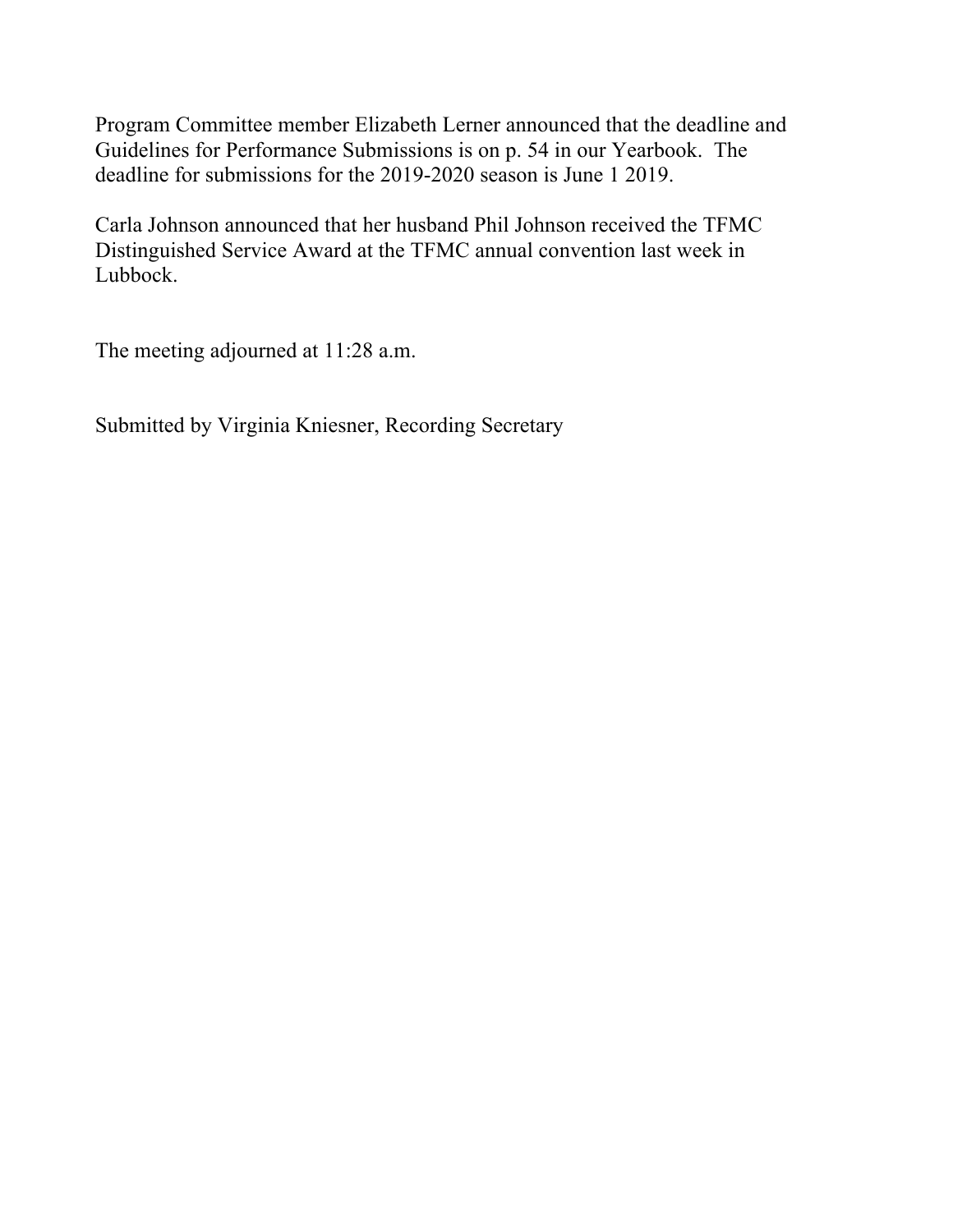Program Committee member Elizabeth Lerner announced that the deadline and Guidelines for Performance Submissions is on p. 54 in our Yearbook. The deadline for submissions for the 2019-2020 season is June 1 2019.

Carla Johnson announced that her husband Phil Johnson received the TFMC Distinguished Service Award at the TFMC annual convention last week in Lubbock.

The meeting adjourned at 11:28 a.m.

Submitted by Virginia Kniesner, Recording Secretary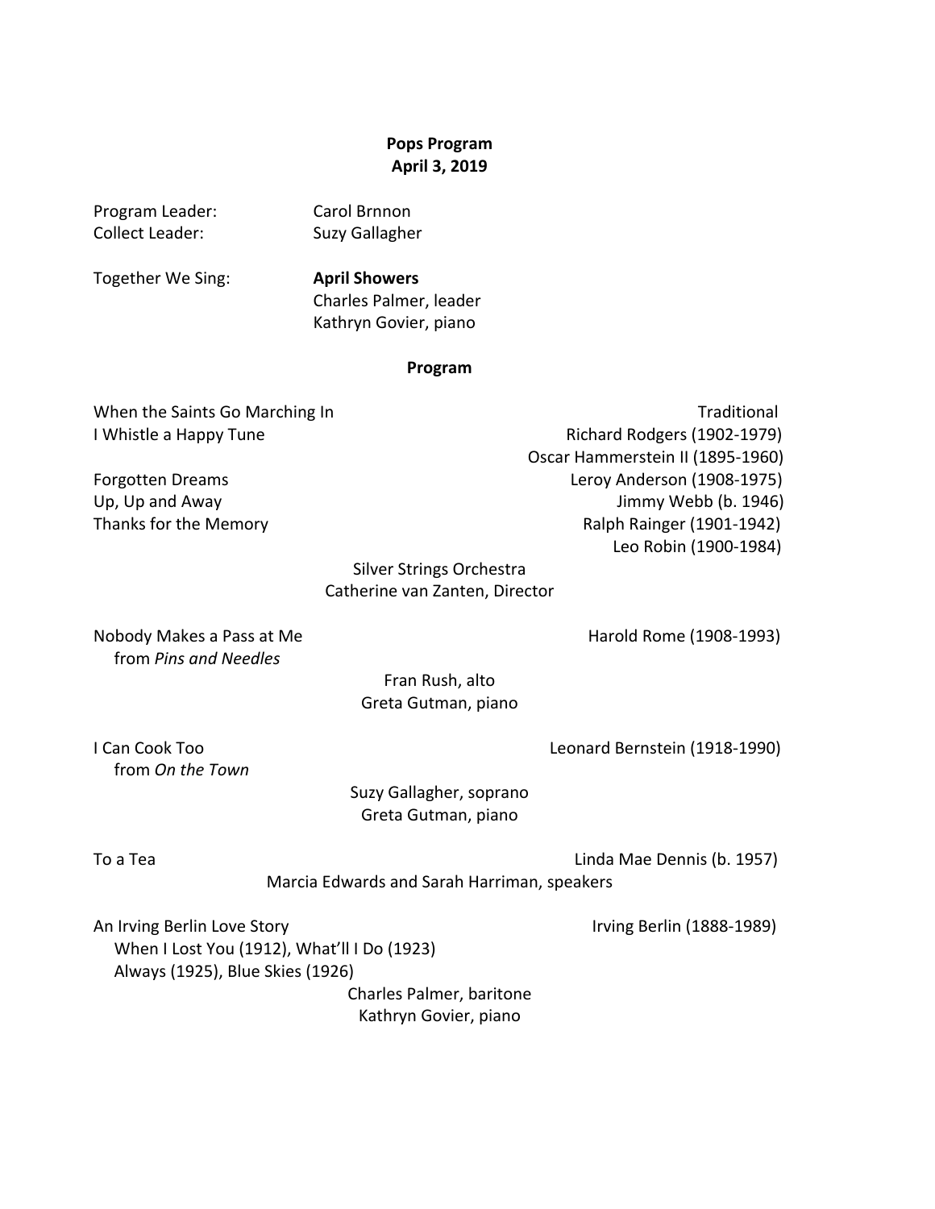**Pops Program**
**April 3, 2019**

Program Leader: Carol Brnnon
Collect Leader: Suzy Gallagher

Together We Sing: **April Showers**
Charles Palmer, leader
Kathryn Govier, piano

**Program**

When the Saints Go Marching In — Traditional
I Whistle a Happy Tune — Richard Rodgers (1902-1979), Oscar Hammerstein II (1895-1960)
Forgotten Dreams — Leroy Anderson (1908-1975)
Up, Up and Away — Jimmy Webb (b. 1946)
Thanks for the Memory — Ralph Rainger (1901-1942), Leo Robin (1900-1984)

Silver Strings Orchestra
Catherine van Zanten, Director

Nobody Makes a Pass at Me — Harold Rome (1908-1993)
from *Pins and Needles*

Fran Rush, alto
Greta Gutman, piano

I Can Cook Too — Leonard Bernstein (1918-1990)
from *On the Town*

Suzy Gallagher, soprano
Greta Gutman, piano

To a Tea — Linda Mae Dennis (b. 1957)

Marcia Edwards and Sarah Harriman, speakers

An Irving Berlin Love Story — Irving Berlin (1888-1989)
When I Lost You (1912), What'll I Do (1923)
Always (1925), Blue Skies (1926)

Charles Palmer, baritone
Kathryn Govier, piano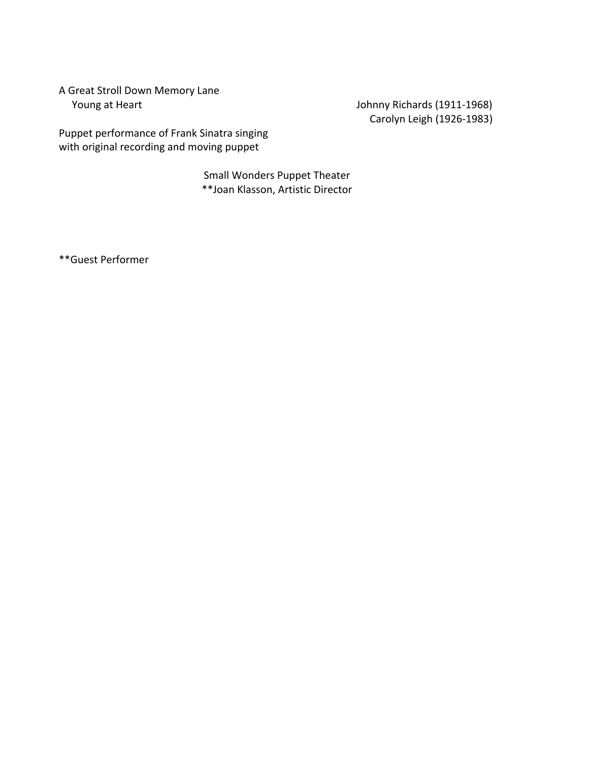A Great Stroll Down Memory Lane

Young at Heart — Johnny Richards (1911-1968), Carolyn Leigh (1926-1983)

Puppet performance of Frank Sinatra singing
with original recording and moving puppet

Small Wonders Puppet Theater
**Joan Klasson, Artistic Director

**Guest Performer